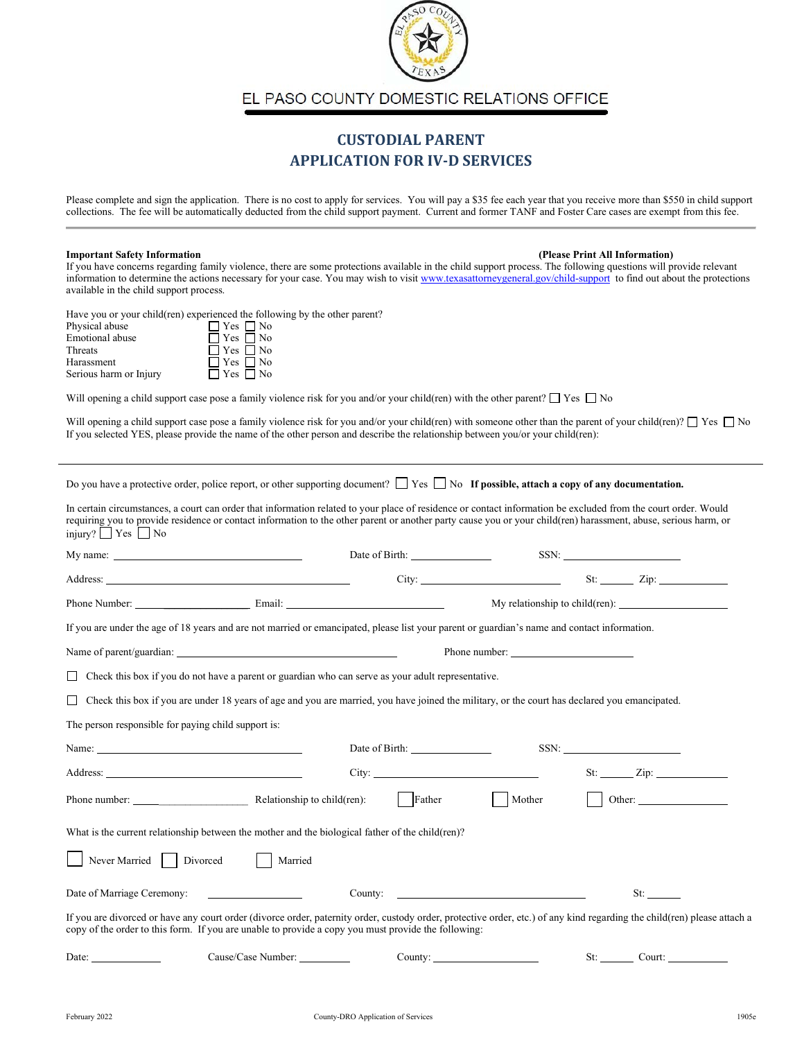# EL PASO COUNTY DOMESTIC RELATIONS OFFICE

## CUSTODIAL PARENT
## APPLICATION FOR IV-D SERVICES

Please complete and sign the application. There is no cost to apply for services. You will pay a $35 fee each year that you receive more than $550 in child support collections. The fee will be automatically deducted from the child support payment. Current and former TANF and Foster Care cases are exempt from this fee.

---

**Important Safety Information** **(Please Print All Information)**

If you have concerns regarding family violence, there are some protections available in the child support process. The following questions will provide relevant information to determine the actions necessary for your case. You may wish to visit www.texasattorneygeneral.gov/child-support to find out about the protections available in the child support process.

Have you or your child(ren) experienced the following by the other parent?

Physical abuse ☐ Yes ☐ No
Emotional abuse ☐ Yes ☐ No
Threats ☐ Yes ☐ No
Harassment ☐ Yes ☐ No
Serious harm or Injury ☐ Yes ☐ No

Will opening a child support case pose a family violence risk for you and/or your child(ren) with the other parent? ☐ Yes ☐ No

Will opening a child support case pose a family violence risk for you and/or your child(ren) with someone other than the parent of your child(ren)? ☐ Yes ☐ No
If you selected YES, please provide the name of the other person and describe the relationship between you/or your child(ren):

---

Do you have a protective order, police report, or other supporting document? ☐ Yes ☐ No **If possible, attach a copy of any documentation.**

In certain circumstances, a court can order that information related to your place of residence or contact information be excluded from the court order. Would requiring you to provide residence or contact information to the other parent or another party cause you or your child(ren) harassment, abuse, serious harm, or injury? ☐ Yes ☐ No

My name: ____________________ Date of Birth: __________ SSN: __________

Address: ____________________ City: __________ St: _____ Zip: __________

Phone Number: __________ Email: __________ My relationship to child(ren): __________

If you are under the age of 18 years and are not married or emancipated, please list your parent or guardian's name and contact information.

Name of parent/guardian: ____________________ Phone number: __________

☐ Check this box if you do not have a parent or guardian who can serve as your adult representative.

☐ Check this box if you are under 18 years of age and you are married, you have joined the military, or the court has declared you emancipated.

The person responsible for paying child support is:

Name: ____________________ Date of Birth: __________ SSN: __________

Address: ____________________ City: __________ St: _____ Zip: __________

Phone number: __________ Relationship to child(ren): ☐ Father ☐ Mother ☐ Other: __________

What is the current relationship between the mother and the biological father of the child(ren)?

☐ Never Married ☐ Divorced ☐ Married

Date of Marriage Ceremony: __________ County: __________ St: _____

If you are divorced or have any court order (divorce order, paternity order, custody order, protective order, etc.) of any kind regarding the child(ren) please attach a copy of the order to this form. If you are unable to provide a copy you must provide the following:

Date: __________ Cause/Case Number: __________ County: __________ St: _____ Court: __________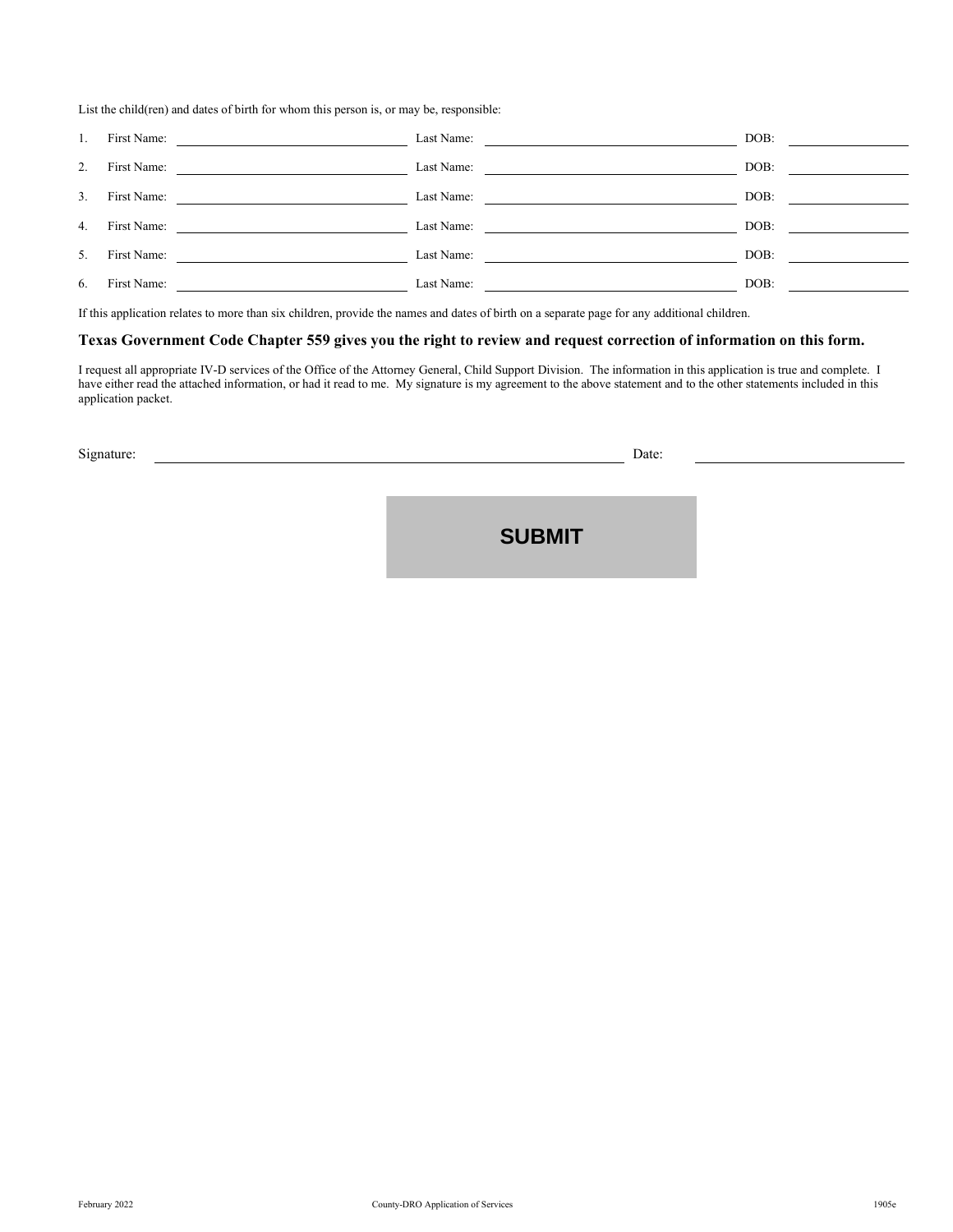List the child(ren) and dates of birth for whom this person is, or may be, responsible:

1. First Name: ______________________ Last Name: ______________________ DOB: ____________
2. First Name: ______________________ Last Name: ______________________ DOB: ____________
3. First Name: ______________________ Last Name: ______________________ DOB: ____________
4. First Name: ______________________ Last Name: ______________________ DOB: ____________
5. First Name: ______________________ Last Name: ______________________ DOB: ____________
6. First Name: ______________________ Last Name: ______________________ DOB: ____________

If this application relates to more than six children, provide the names and dates of birth on a separate page for any additional children.

**Texas Government Code Chapter 559 gives you the right to review and request correction of information on this form.**

I request all appropriate IV-D services of the Office of the Attorney General, Child Support Division. The information in this application is true and complete. I have either read the attached information, or had it read to me. My signature is my agreement to the above statement and to the other statements included in this application packet.

Signature: ______________________________________ Date: ______________________

**SUBMIT**